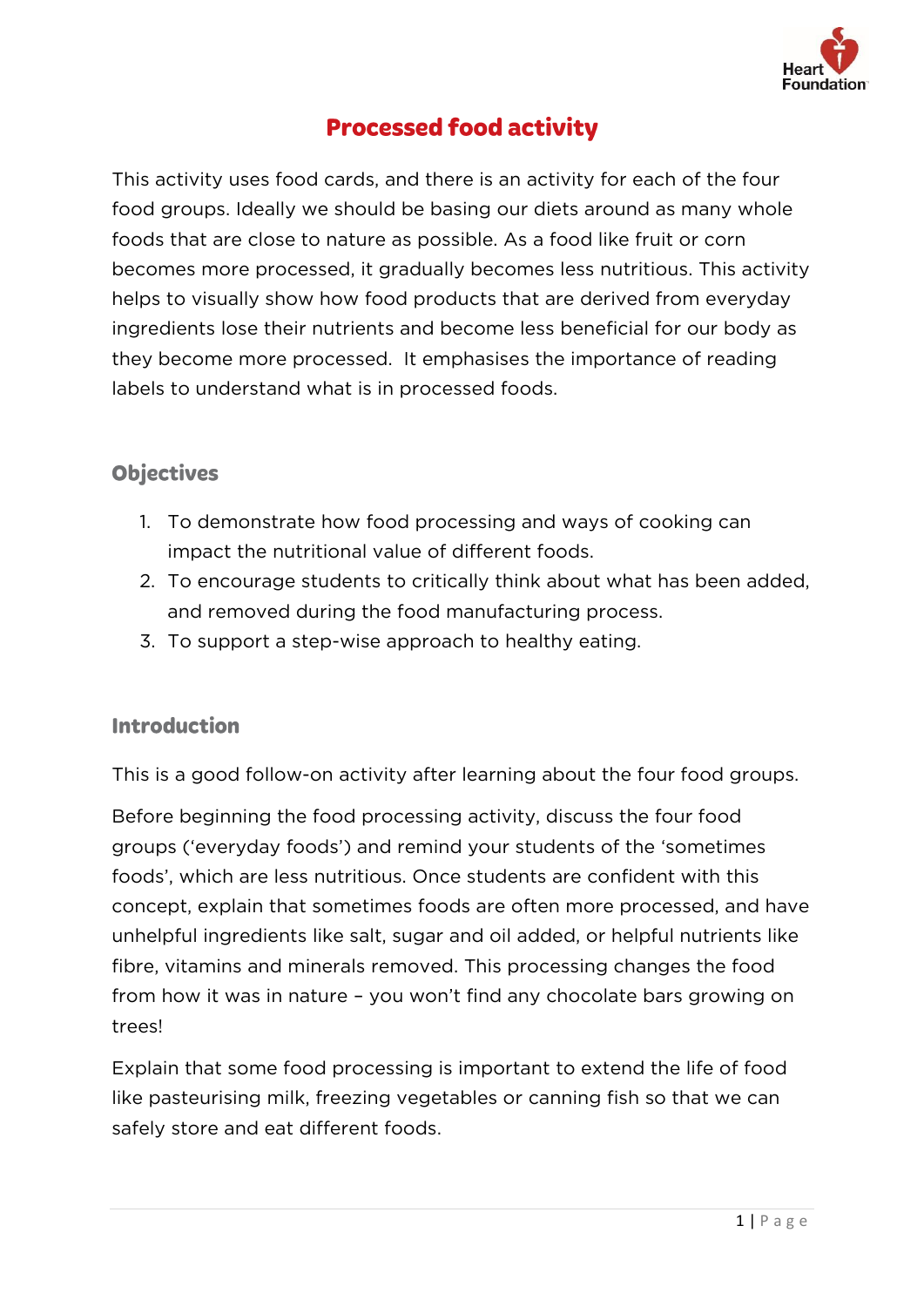# Processed food activity

This activity uses food cards, and there is an activity for each of the four food groups. Ideally we should be basing our diets around as many whole foods that are close to nature as possible. As a food like fruit or corn becomes more processed, it gradually becomes less nutritious. This activity helps to visually show how food products that are derived from everyday ingredients lose their nutrients and become less beneficial for our body as they become more processed. It emphasises the importance of reading labels to understand what is in processed foods.

## Objectives

1. To demonstrate how food processing and ways of cooking can impact the nutritional value of different foods.
2. To encourage students to critically think about what has been added, and removed during the food manufacturing process.
3. To support a step-wise approach to healthy eating.

## Introduction

This is a good follow-on activity after learning about the four food groups.

Before beginning the food processing activity, discuss the four food groups ('everyday foods') and remind your students of the 'sometimes foods', which are less nutritious. Once students are confident with this concept, explain that sometimes foods are often more processed, and have unhelpful ingredients like salt, sugar and oil added, or helpful nutrients like fibre, vitamins and minerals removed. This processing changes the food from how it was in nature – you won't find any chocolate bars growing on trees!

Explain that some food processing is important to extend the life of food like pasteurising milk, freezing vegetables or canning fish so that we can safely store and eat different foods.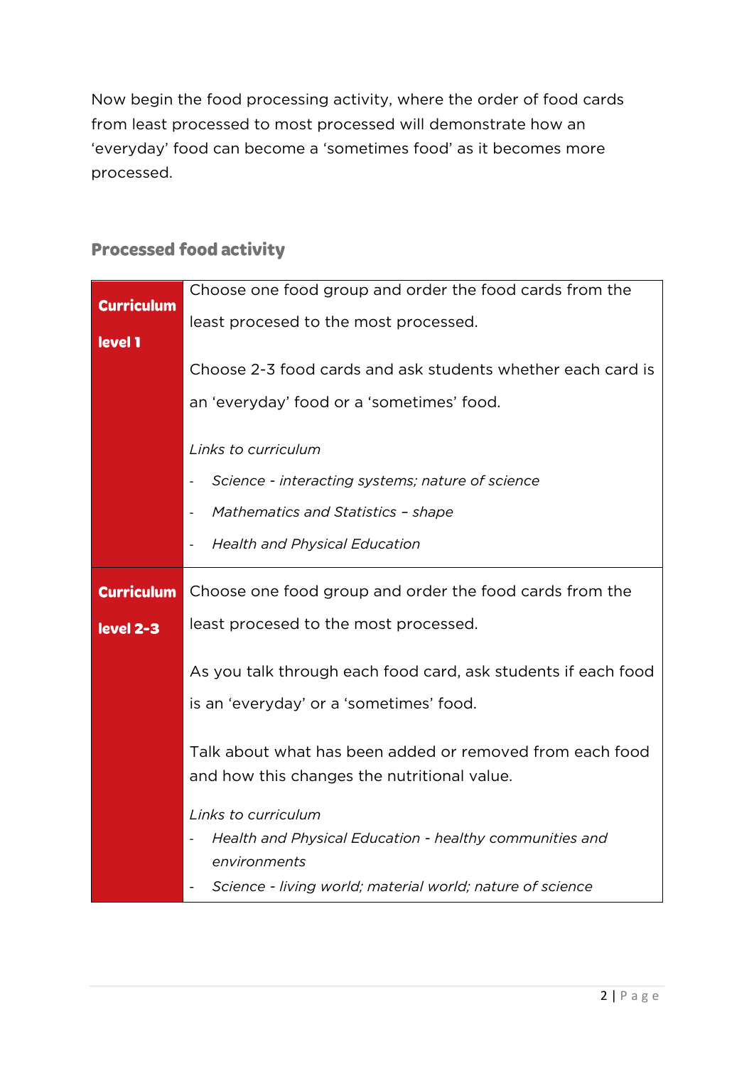Now begin the food processing activity, where the order of food cards from least processed to most processed will demonstrate how an 'everyday' food can become a 'sometimes food' as it becomes more processed.

## Processed food activity

| | |
|---|---|
| **Curriculum level 1** | Choose one food group and order the food cards from the least procesed to the most processed.<br><br>Choose 2-3 food cards and ask students whether each card is an 'everyday' food or a 'sometimes' food.<br><br>*Links to curriculum*<br>- *Science - interacting systems; nature of science*<br>- *Mathematics and Statistics – shape*<br>- *Health and Physical Education* |
| **Curriculum level 2-3** | Choose one food group and order the food cards from the least procesed to the most processed.<br><br>As you talk through each food card, ask students if each food is an 'everyday' or a 'sometimes' food.<br><br>Talk about what has been added or removed from each food and how this changes the nutritional value.<br><br>*Links to curriculum*<br>- *Health and Physical Education - healthy communities and environments*<br>- *Science - living world; material world; nature of science* |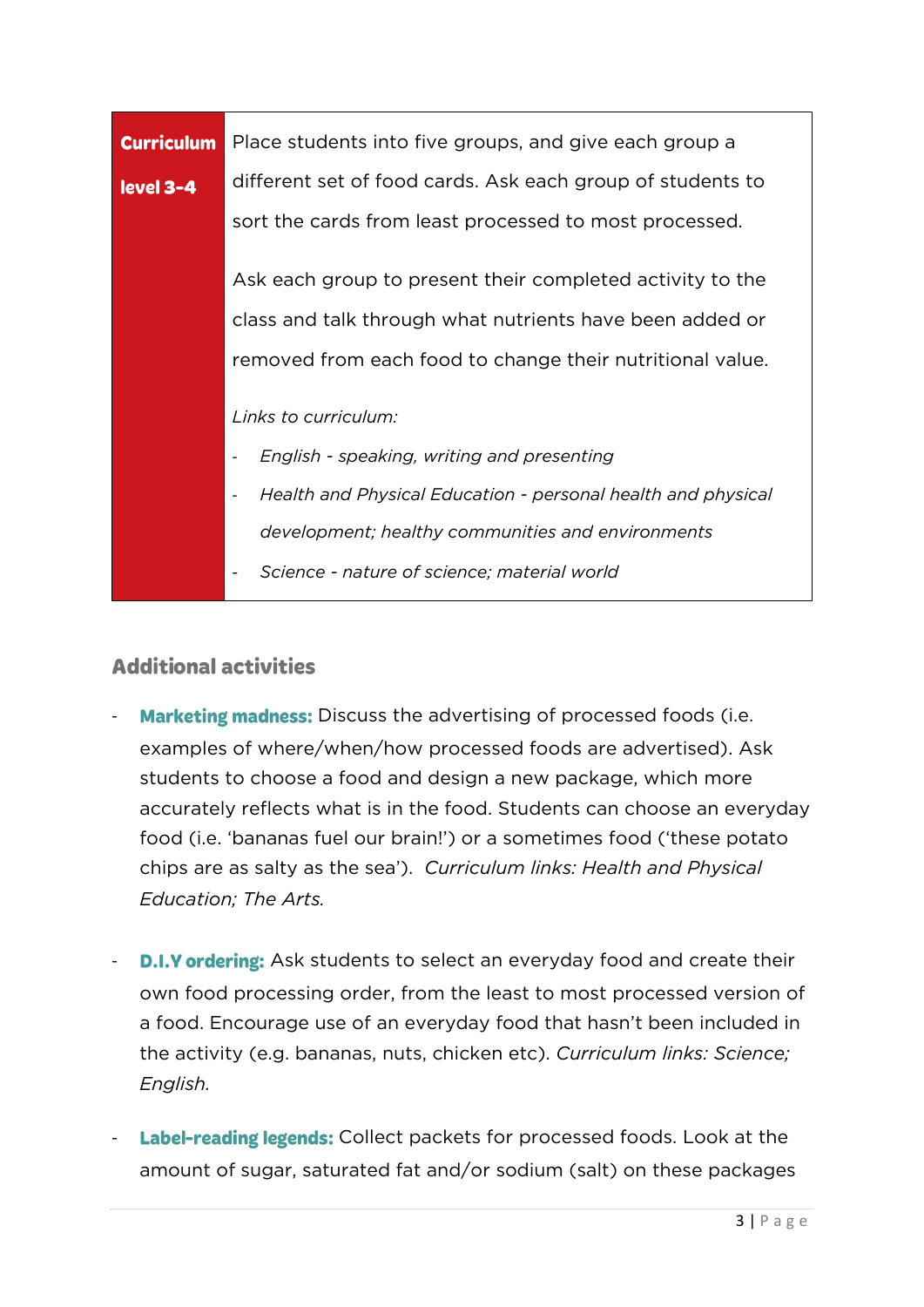| **Curriculum level 3-4** | Place students into five groups, and give each group a different set of food cards. Ask each group of students to sort the cards from least processed to most processed.<br><br>Ask each group to present their completed activity to the class and talk through what nutrients have been added or removed from each food to change their nutritional value.<br><br>*Links to curriculum:*<br>- *English - speaking, writing and presenting*<br>- *Health and Physical Education - personal health and physical development; healthy communities and environments*<br>- *Science - nature of science; material world* |
|---|---|

## Additional activities

- **Marketing madness:** Discuss the advertising of processed foods (i.e. examples of where/when/how processed foods are advertised). Ask students to choose a food and design a new package, which more accurately reflects what is in the food. Students can choose an everyday food (i.e. 'bananas fuel our brain!') or a sometimes food ('these potato chips are as salty as the sea'). *Curriculum links: Health and Physical Education; The Arts.*

- **D.I.Y ordering:** Ask students to select an everyday food and create their own food processing order, from the least to most processed version of a food. Encourage use of an everyday food that hasn't been included in the activity (e.g. bananas, nuts, chicken etc). *Curriculum links: Science; English.*

- **Label-reading legends:** Collect packets for processed foods. Look at the amount of sugar, saturated fat and/or sodium (salt) on these packages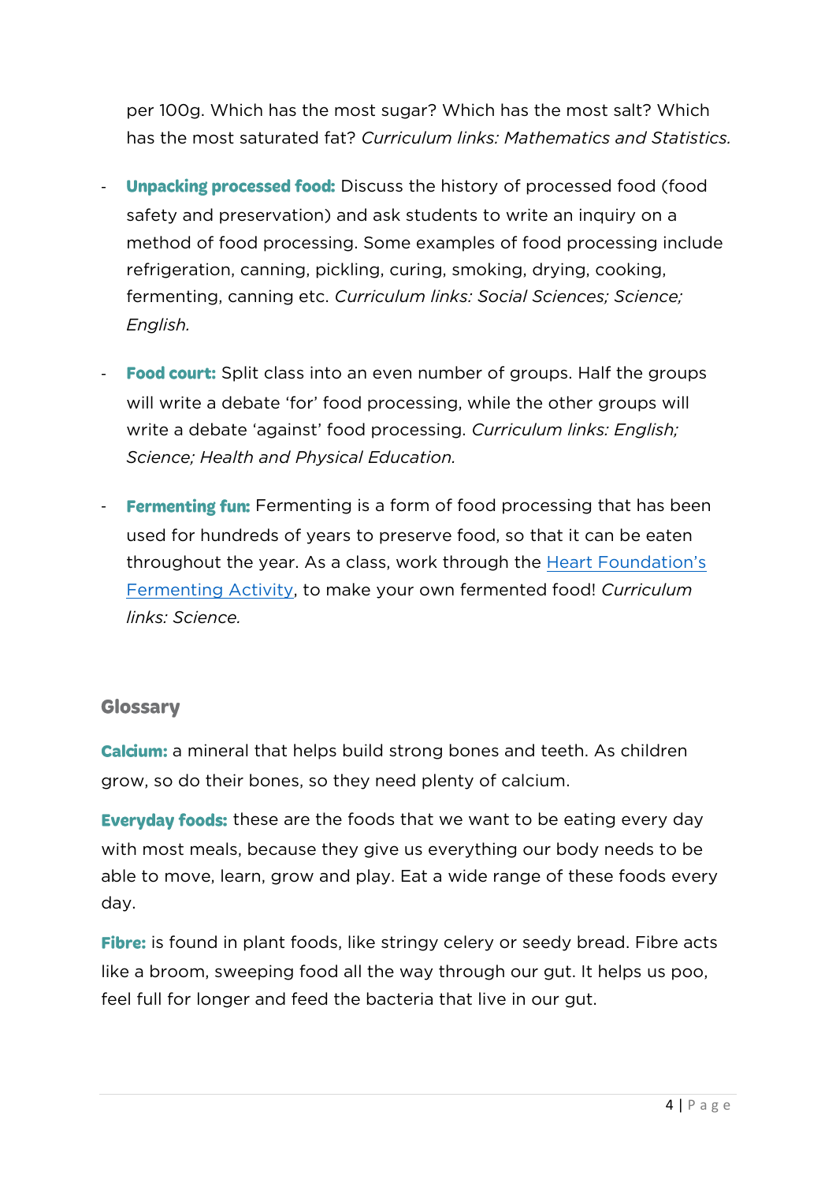per 100g. Which has the most sugar? Which has the most salt? Which has the most saturated fat? *Curriculum links: Mathematics and Statistics.*

- **Unpacking processed food:** Discuss the history of processed food (food safety and preservation) and ask students to write an inquiry on a method of food processing. Some examples of food processing include refrigeration, canning, pickling, curing, smoking, drying, cooking, fermenting, canning etc. *Curriculum links: Social Sciences; Science; English.*

- **Food court:** Split class into an even number of groups. Half the groups will write a debate 'for' food processing, while the other groups will write a debate 'against' food processing. *Curriculum links: English; Science; Health and Physical Education.*

- **Fermenting fun:** Fermenting is a form of food processing that has been used for hundreds of years to preserve food, so that it can be eaten throughout the year. As a class, work through the Heart Foundation's Fermenting Activity, to make your own fermented food! *Curriculum links: Science.*

## Glossary

**Calcium:** a mineral that helps build strong bones and teeth. As children grow, so do their bones, so they need plenty of calcium.

**Everyday foods:** these are the foods that we want to be eating every day with most meals, because they give us everything our body needs to be able to move, learn, grow and play. Eat a wide range of these foods every day.

**Fibre:** is found in plant foods, like stringy celery or seedy bread. Fibre acts like a broom, sweeping food all the way through our gut. It helps us poo, feel full for longer and feed the bacteria that live in our gut.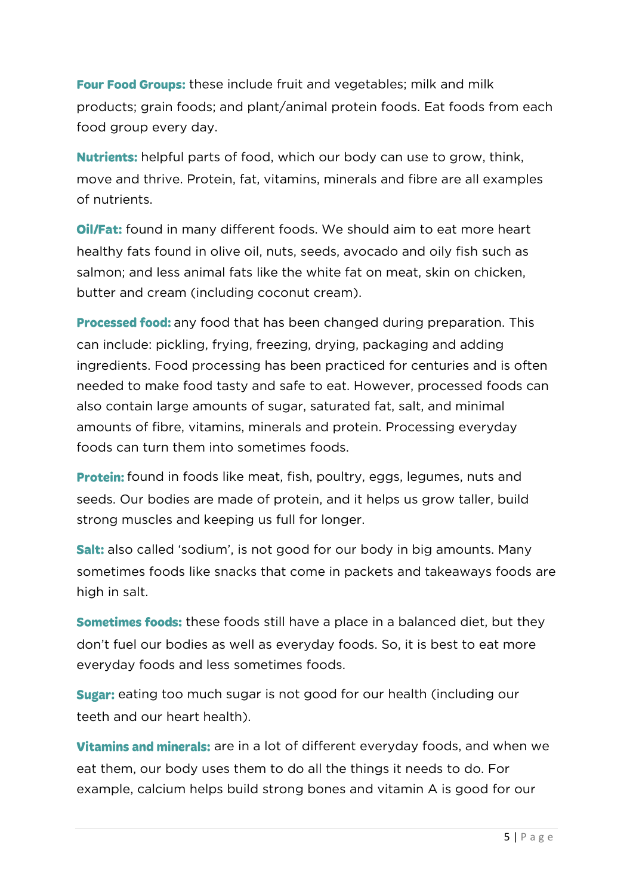**Four Food Groups:** these include fruit and vegetables; milk and milk products; grain foods; and plant/animal protein foods. Eat foods from each food group every day.

**Nutrients:** helpful parts of food, which our body can use to grow, think, move and thrive. Protein, fat, vitamins, minerals and fibre are all examples of nutrients.

**Oil/Fat:** found in many different foods. We should aim to eat more heart healthy fats found in olive oil, nuts, seeds, avocado and oily fish such as salmon; and less animal fats like the white fat on meat, skin on chicken, butter and cream (including coconut cream).

**Processed food:** any food that has been changed during preparation. This can include: pickling, frying, freezing, drying, packaging and adding ingredients. Food processing has been practiced for centuries and is often needed to make food tasty and safe to eat. However, processed foods can also contain large amounts of sugar, saturated fat, salt, and minimal amounts of fibre, vitamins, minerals and protein. Processing everyday foods can turn them into sometimes foods.

**Protein:** found in foods like meat, fish, poultry, eggs, legumes, nuts and seeds. Our bodies are made of protein, and it helps us grow taller, build strong muscles and keeping us full for longer.

**Salt:** also called 'sodium', is not good for our body in big amounts. Many sometimes foods like snacks that come in packets and takeaways foods are high in salt.

**Sometimes foods:** these foods still have a place in a balanced diet, but they don't fuel our bodies as well as everyday foods. So, it is best to eat more everyday foods and less sometimes foods.

**Sugar:** eating too much sugar is not good for our health (including our teeth and our heart health).

**Vitamins and minerals:** are in a lot of different everyday foods, and when we eat them, our body uses them to do all the things it needs to do. For example, calcium helps build strong bones and vitamin A is good for our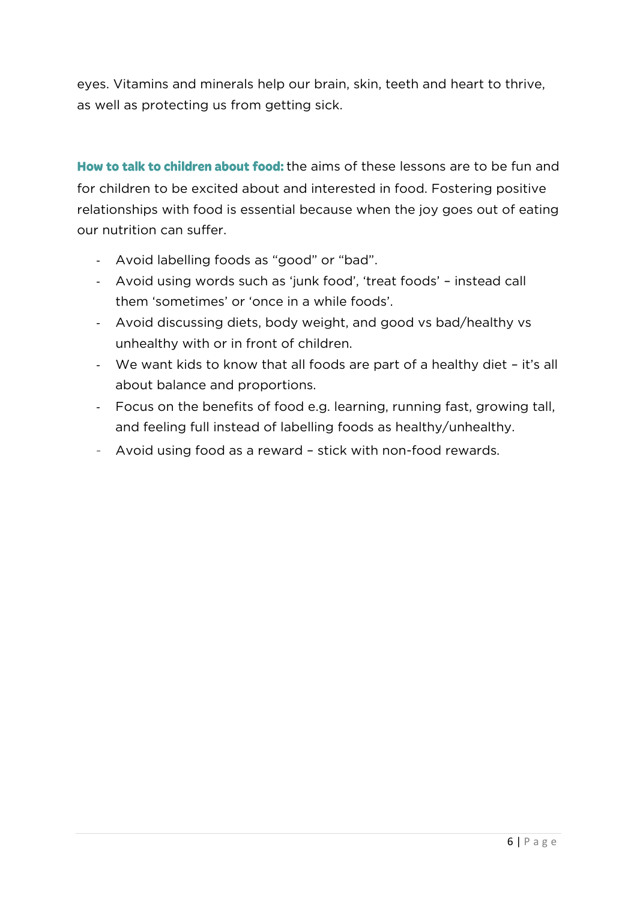eyes. Vitamins and minerals help our brain, skin, teeth and heart to thrive, as well as protecting us from getting sick.

**How to talk to children about food:** the aims of these lessons are to be fun and for children to be excited about and interested in food. Fostering positive relationships with food is essential because when the joy goes out of eating our nutrition can suffer.

- Avoid labelling foods as “good” or “bad”.
- Avoid using words such as ‘junk food’, ‘treat foods’ – instead call them ‘sometimes’ or ‘once in a while foods’.
- Avoid discussing diets, body weight, and good vs bad/healthy vs unhealthy with or in front of children.
- We want kids to know that all foods are part of a healthy diet – it’s all about balance and proportions.
- Focus on the benefits of food e.g. learning, running fast, growing tall, and feeling full instead of labelling foods as healthy/unhealthy.
- Avoid using food as a reward – stick with non-food rewards.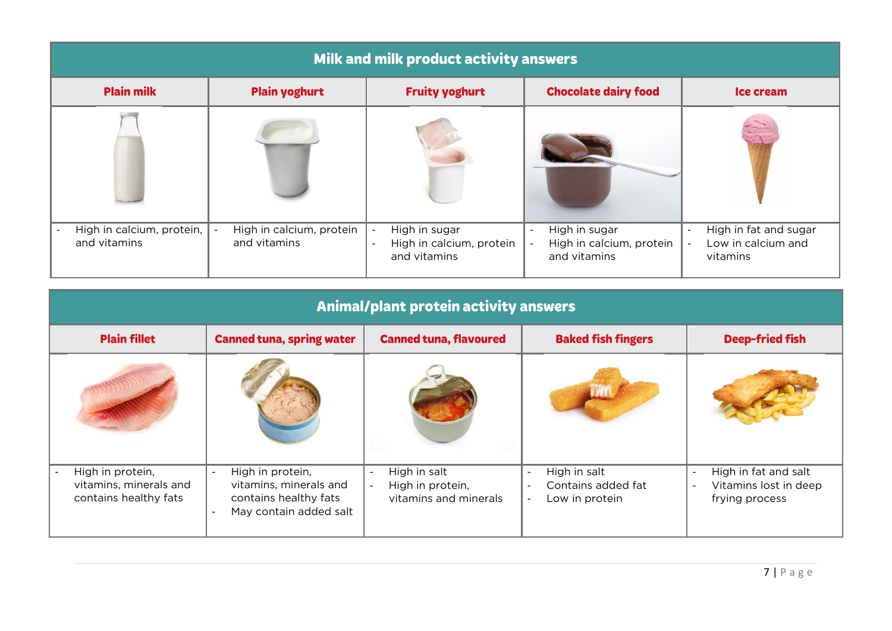| Milk and milk product activity answers | | | | |
|---|---|---|---|---|
| **Plain milk** | **Plain yoghurt** | **Fruity yoghurt** | **Chocolate dairy food** | **Ice cream** |
| - High in calcium, protein, and vitamins | - High in calcium, protein and vitamins | - High in sugar<br>- High in calcium, protein and vitamins | - High in sugar<br>- High in calcium, protein and vitamins | - High in fat and sugar<br>- Low in calcium and vitamins |

| Animal/plant protein activity answers | | | | |
|---|---|---|---|---|
| **Plain fillet** | **Canned tuna, spring water** | **Canned tuna, flavoured** | **Baked fish fingers** | **Deep-fried fish** |
| - High in protein, vitamins, minerals and contains healthy fats | - High in protein, vitamins, minerals and contains healthy fats<br>- May contain added salt | - High in salt<br>- High in protein, vitamins and minerals | - High in salt<br>- Contains added fat<br>- Low in protein | - High in fat and salt<br>- Vitamins lost in deep frying process |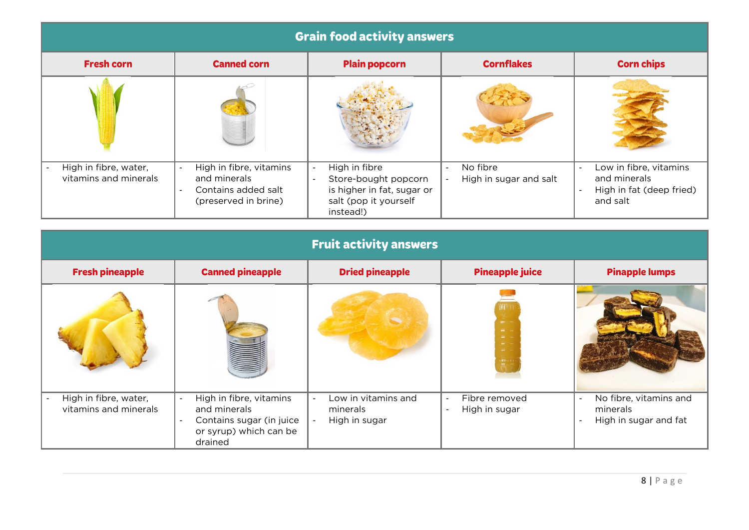## Grain food activity answers

| Fresh corn | Canned corn | Plain popcorn | Cornflakes | Corn chips |
|---|---|---|---|---|
| - High in fibre, water, vitamins and minerals | - High in fibre, vitamins and minerals<br>- Contains added salt (preserved in brine) | - High in fibre<br>- Store-bought popcorn is higher in fat, sugar or salt (pop it yourself instead!) | - No fibre<br>- High in sugar and salt | - Low in fibre, vitamins and minerals<br>- High in fat (deep fried) and salt |

## Fruit activity answers

| Fresh pineapple | Canned pineapple | Dried pineapple | Pineapple juice | Pinapple lumps |
|---|---|---|---|---|
| - High in fibre, water, vitamins and minerals | - High in fibre, vitamins and minerals<br>- Contains sugar (in juice or syrup) which can be drained | - Low in vitamins and minerals<br>- High in sugar | - Fibre removed<br>- High in sugar | - No fibre, vitamins and minerals<br>- High in sugar and fat |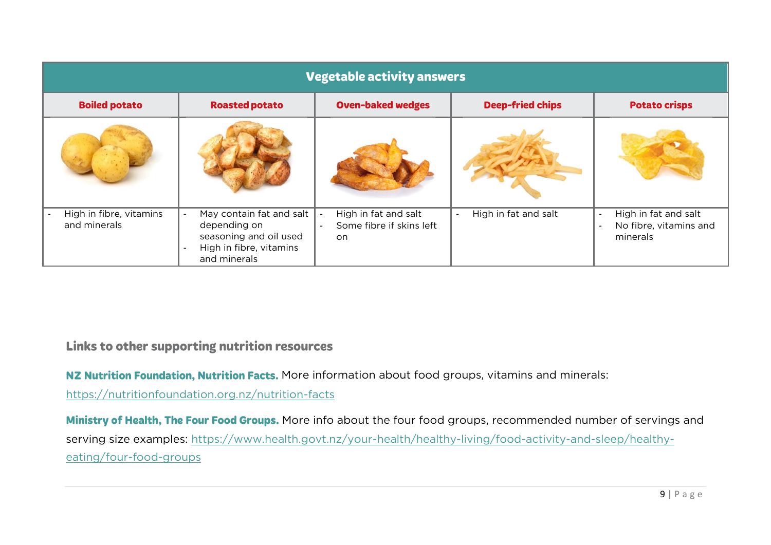| Vegetable activity answers | | | | |
|---|---|---|---|---|
| **Boiled potato** | **Roasted potato** | **Oven-baked wedges** | **Deep-fried chips** | **Potato crisps** |
| | | | | |
| - High in fibre, vitamins and minerals | - May contain fat and salt depending on seasoning and oil used<br>- High in fibre, vitamins and minerals | - High in fat and salt<br>- Some fibre if skins left on | - High in fat and salt | - High in fat and salt<br>- No fibre, vitamins and minerals |

## Links to other supporting nutrition resources

**NZ Nutrition Foundation, Nutrition Facts.** More information about food groups, vitamins and minerals: https://nutritionfoundation.org.nz/nutrition-facts

**Ministry of Health, The Four Food Groups.** More info about the four food groups, recommended number of servings and serving size examples: https://www.health.govt.nz/your-health/healthy-living/food-activity-and-sleep/healthy-eating/four-food-groups